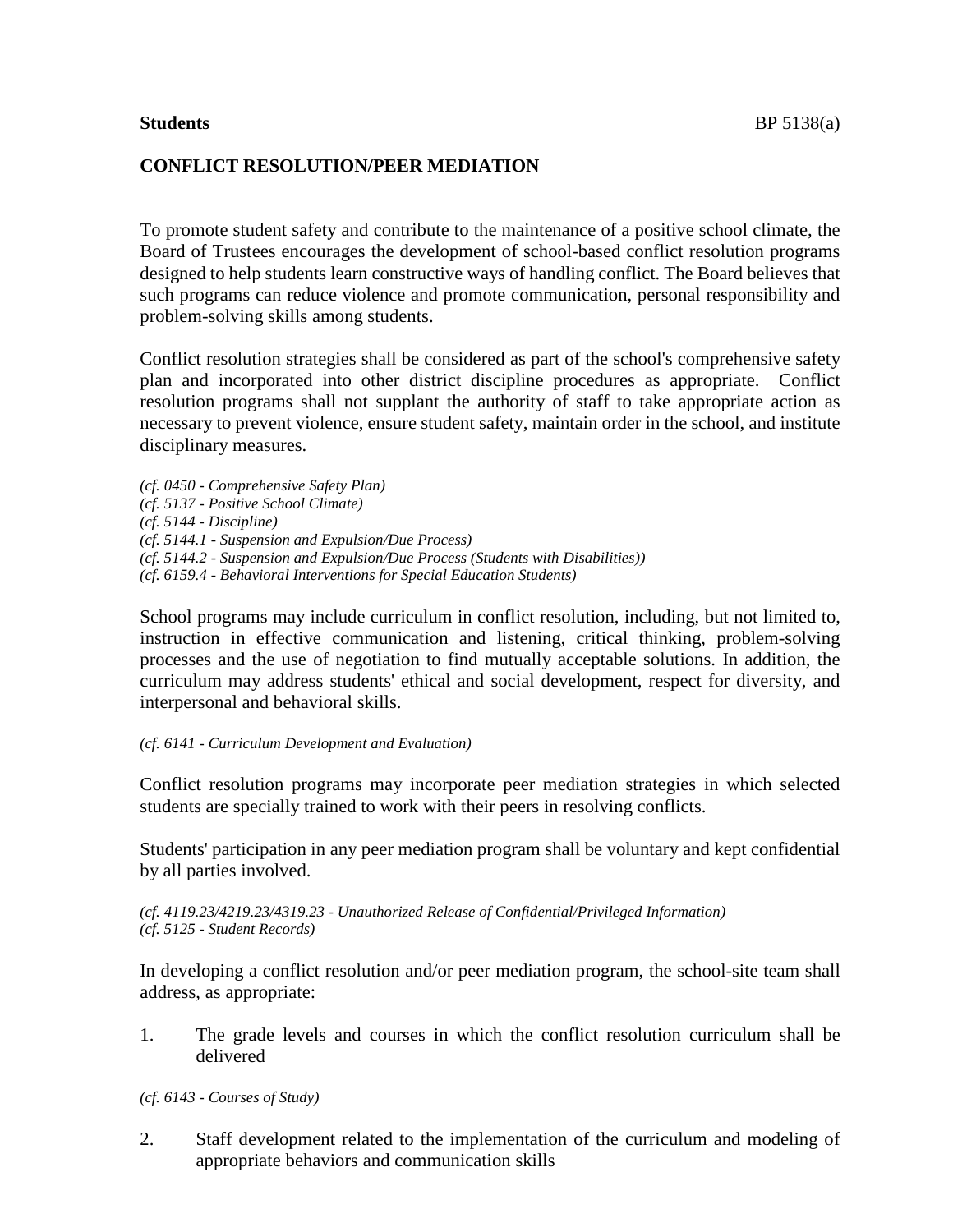**Students** BP 5138(a)

## CONFLICT RESOLUTION/PEER MEDIATION

To promote student safety and contribute to the maintenance of a positive school climate, the Board of Trustees encourages the development of school-based conflict resolution programs designed to help students learn constructive ways of handling conflict. The Board believes that such programs can reduce violence and promote communication, personal responsibility and problem-solving skills among students.

Conflict resolution strategies shall be considered as part of the school's comprehensive safety plan and incorporated into other district discipline procedures as appropriate. Conflict resolution programs shall not supplant the authority of staff to take appropriate action as necessary to prevent violence, ensure student safety, maintain order in the school, and institute disciplinary measures.

*(cf. 0450 - Comprehensive Safety Plan)*
*(cf. 5137 - Positive School Climate)*
*(cf. 5144 - Discipline)*
*(cf. 5144.1 - Suspension and Expulsion/Due Process)*
*(cf. 5144.2 - Suspension and Expulsion/Due Process (Students with Disabilities))*
*(cf. 6159.4 - Behavioral Interventions for Special Education Students)*

School programs may include curriculum in conflict resolution, including, but not limited to, instruction in effective communication and listening, critical thinking, problem-solving processes and the use of negotiation to find mutually acceptable solutions. In addition, the curriculum may address students' ethical and social development, respect for diversity, and interpersonal and behavioral skills.

*(cf. 6141 - Curriculum Development and Evaluation)*

Conflict resolution programs may incorporate peer mediation strategies in which selected students are specially trained to work with their peers in resolving conflicts.

Students' participation in any peer mediation program shall be voluntary and kept confidential by all parties involved.

*(cf. 4119.23/4219.23/4319.23 - Unauthorized Release of Confidential/Privileged Information)*
*(cf. 5125 - Student Records)*

In developing a conflict resolution and/or peer mediation program, the school-site team shall address, as appropriate:

1. The grade levels and courses in which the conflict resolution curriculum shall be delivered

*(cf. 6143 - Courses of Study)*

2. Staff development related to the implementation of the curriculum and modeling of appropriate behaviors and communication skills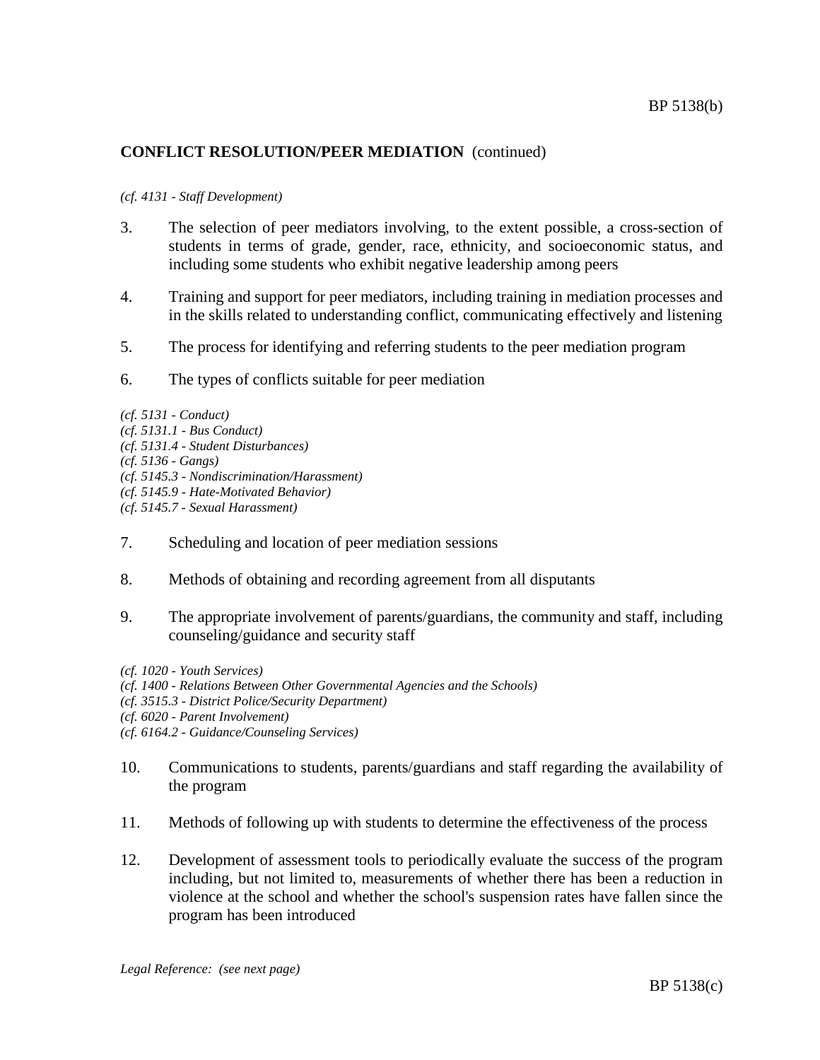## CONFLICT RESOLUTION/PEER MEDIATION (continued)

*(cf. 4131 - Staff Development)*

3. The selection of peer mediators involving, to the extent possible, a cross-section of students in terms of grade, gender, race, ethnicity, and socioeconomic status, and including some students who exhibit negative leadership among peers

4. Training and support for peer mediators, including training in mediation processes and in the skills related to understanding conflict, communicating effectively and listening

5. The process for identifying and referring students to the peer mediation program

6. The types of conflicts suitable for peer mediation

*(cf. 5131 - Conduct)*
*(cf. 5131.1 - Bus Conduct)*
*(cf. 5131.4 - Student Disturbances)*
*(cf. 5136 - Gangs)*
*(cf. 5145.3 - Nondiscrimination/Harassment)*
*(cf. 5145.9 - Hate-Motivated Behavior)*
*(cf. 5145.7 - Sexual Harassment)*

7. Scheduling and location of peer mediation sessions

8. Methods of obtaining and recording agreement from all disputants

9. The appropriate involvement of parents/guardians, the community and staff, including counseling/guidance and security staff

*(cf. 1020 - Youth Services)*
*(cf. 1400 - Relations Between Other Governmental Agencies and the Schools)*
*(cf. 3515.3 - District Police/Security Department)*
*(cf. 6020 - Parent Involvement)*
*(cf. 6164.2 - Guidance/Counseling Services)*

10. Communications to students, parents/guardians and staff regarding the availability of the program

11. Methods of following up with students to determine the effectiveness of the process

12. Development of assessment tools to periodically evaluate the success of the program including, but not limited to, measurements of whether there has been a reduction in violence at the school and whether the school's suspension rates have fallen since the program has been introduced

*Legal Reference: (see next page)*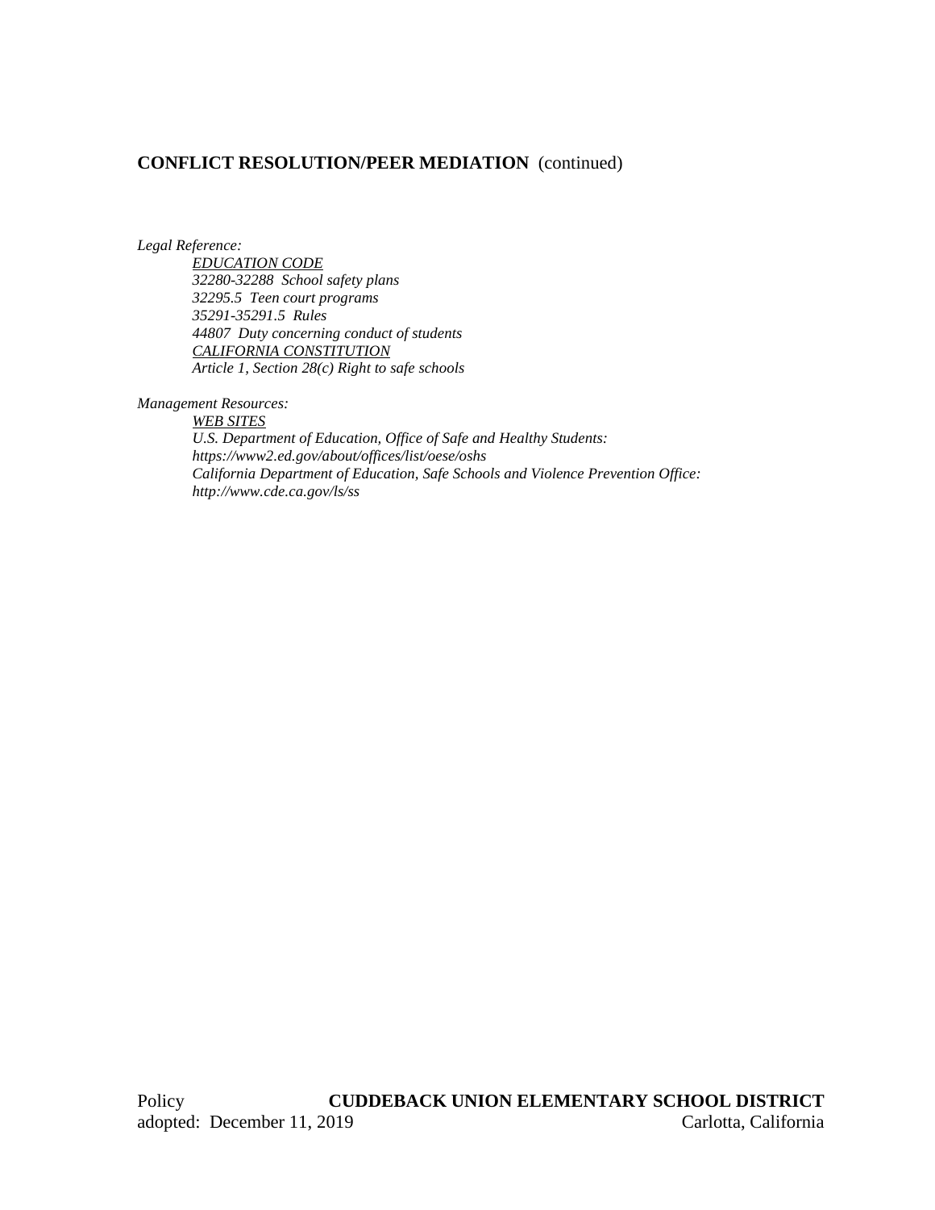**CONFLICT RESOLUTION/PEER MEDIATION** (continued)

*Legal Reference:*

*EDUCATION CODE*
*32280-32288 School safety plans*
*32295.5 Teen court programs*
*35291-35291.5 Rules*
*44807 Duty concerning conduct of students*
*CALIFORNIA CONSTITUTION*
*Article 1, Section 28(c) Right to safe schools*

*Management Resources:*

*WEB SITES*
*U.S. Department of Education, Office of Safe and Healthy Students:*
*https://www2.ed.gov/about/offices/list/oese/oshs*
*California Department of Education, Safe Schools and Violence Prevention Office:*
*http://www.cde.ca.gov/ls/ss*

Policy **CUDDEBACK UNION ELEMENTARY SCHOOL DISTRICT**
adopted: December 11, 2019 Carlotta, California